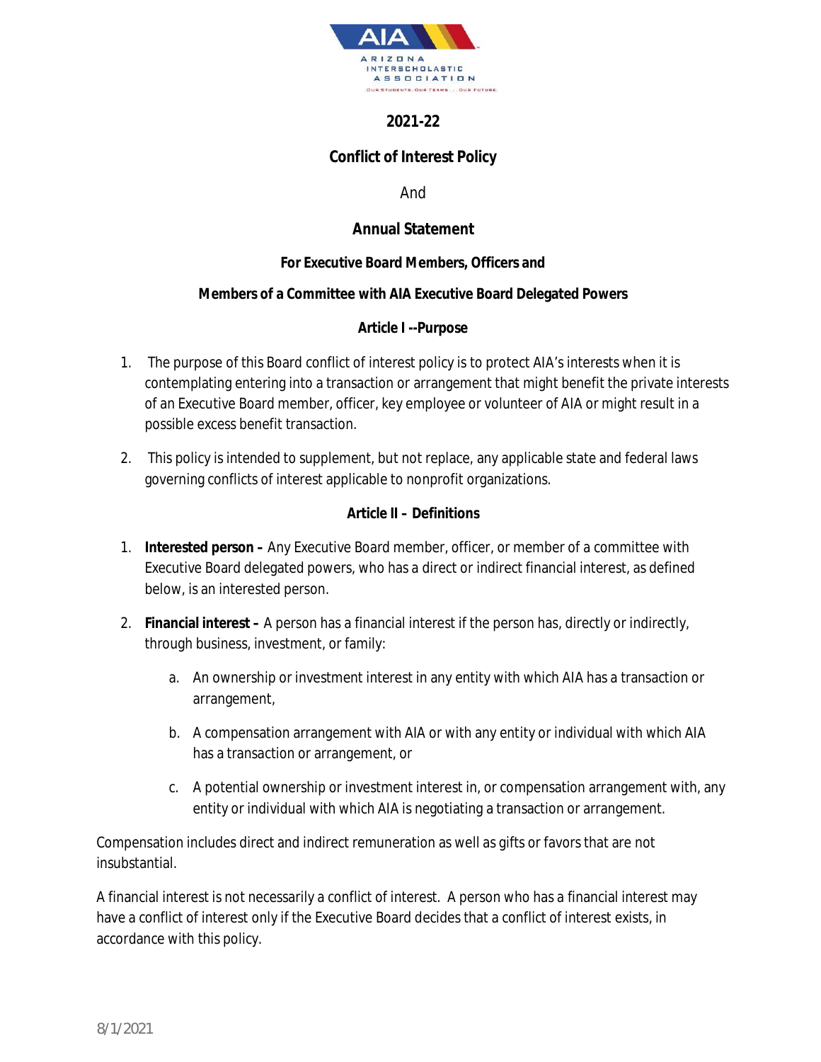# 2021-22

## Conflict of Interest Policy

And

## Annual Statement

**For Executive Board Members, Officers and**

**Members of a Committee with AIA Executive Board Delegated Powers**

### Article I --Purpose

1. The purpose of this Board conflict of interest policy is to protect AIA's interests when it is contemplating entering into a transaction or arrangement that might benefit the private interests of an Executive Board member, officer, key employee or volunteer of AIA or might result in a possible excess benefit transaction.
2. This policy is intended to supplement, but not replace, any applicable state and federal laws governing conflicts of interest applicable to nonprofit organizations.

### Article II – Definitions

1. **Interested person –** Any Executive Board member, officer, or member of a committee with Executive Board delegated powers, who has a direct or indirect financial interest, as defined below, is an interested person.
2. **Financial interest –** A person has a financial interest if the person has, directly or indirectly, through business, investment, or family:
   a. An ownership or investment interest in any entity with which AIA has a transaction or arrangement,
   b. A compensation arrangement with AIA or with any entity or individual with which AIA has a transaction or arrangement, or
   c. A potential ownership or investment interest in, or compensation arrangement with, any entity or individual with which AIA is negotiating a transaction or arrangement.

Compensation includes direct and indirect remuneration as well as gifts or favors that are not insubstantial.

A financial interest is not necessarily a conflict of interest. A person who has a financial interest may have a conflict of interest only if the Executive Board decides that a conflict of interest exists, in accordance with this policy.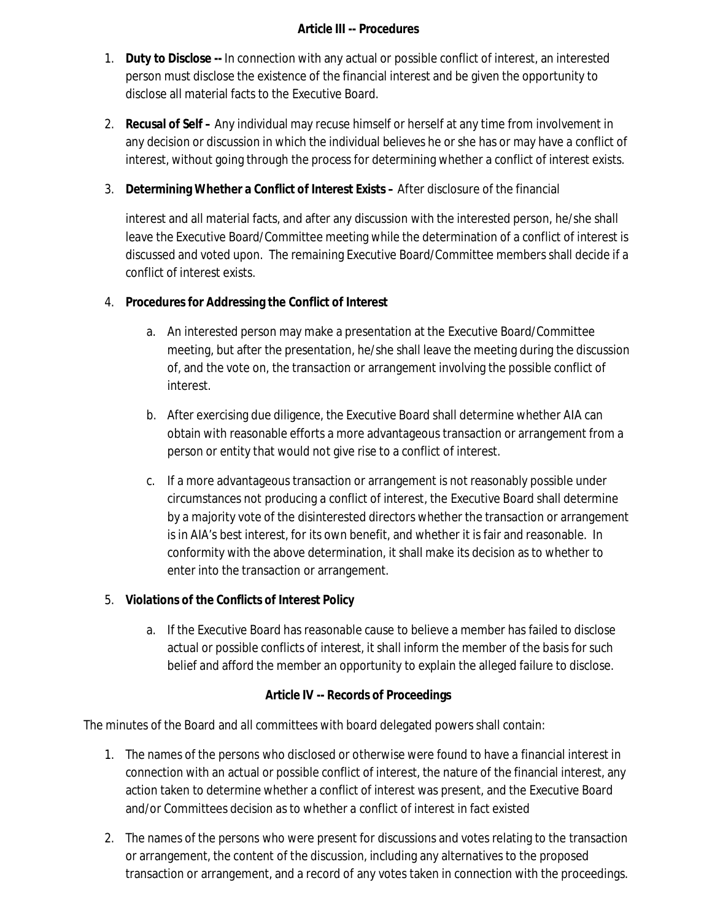## Article III -- Procedures

1. **Duty to Disclose --** In connection with any actual or possible conflict of interest, an interested person must disclose the existence of the financial interest and be given the opportunity to disclose all material facts to the Executive Board.

2. **Recusal of Self –** Any individual may recuse himself or herself at any time from involvement in any decision or discussion in which the individual believes he or she has or may have a conflict of interest, without going through the process for determining whether a conflict of interest exists.

3. **Determining Whether a Conflict of Interest Exists –** After disclosure of the financial

   interest and all material facts, and after any discussion with the interested person, he/she shall leave the Executive Board/Committee meeting while the determination of a conflict of interest is discussed and voted upon. The remaining Executive Board/Committee members shall decide if a conflict of interest exists.

4. **Procedures for Addressing the Conflict of Interest**

   a. An interested person may make a presentation at the Executive Board/Committee meeting, but after the presentation, he/she shall leave the meeting during the discussion of, and the vote on, the transaction or arrangement involving the possible conflict of interest.

   b. After exercising due diligence, the Executive Board shall determine whether AIA can obtain with reasonable efforts a more advantageous transaction or arrangement from a person or entity that would not give rise to a conflict of interest.

   c. If a more advantageous transaction or arrangement is not reasonably possible under circumstances not producing a conflict of interest, the Executive Board shall determine by a majority vote of the disinterested directors whether the transaction or arrangement is in AIA's best interest, for its own benefit, and whether it is fair and reasonable. In conformity with the above determination, it shall make its decision as to whether to enter into the transaction or arrangement.

5. **Violations of the Conflicts of Interest Policy**

   a. If the Executive Board has reasonable cause to believe a member has failed to disclose actual or possible conflicts of interest, it shall inform the member of the basis for such belief and afford the member an opportunity to explain the alleged failure to disclose.

## Article IV -- Records of Proceedings

The minutes of the Board and all committees with board delegated powers shall contain:

1. The names of the persons who disclosed or otherwise were found to have a financial interest in connection with an actual or possible conflict of interest, the nature of the financial interest, any action taken to determine whether a conflict of interest was present, and the Executive Board and/or Committees decision as to whether a conflict of interest in fact existed

2. The names of the persons who were present for discussions and votes relating to the transaction or arrangement, the content of the discussion, including any alternatives to the proposed transaction or arrangement, and a record of any votes taken in connection with the proceedings.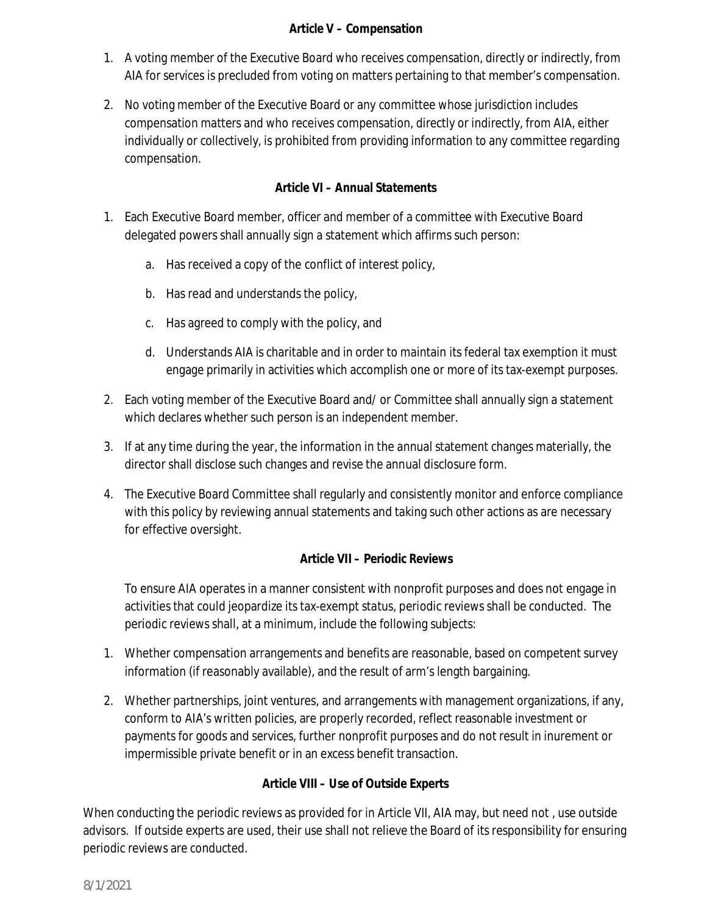### Article V – Compensation

1. A voting member of the Executive Board who receives compensation, directly or indirectly, from AIA for services is precluded from voting on matters pertaining to that member's compensation.

2. No voting member of the Executive Board or any committee whose jurisdiction includes compensation matters and who receives compensation, directly or indirectly, from AIA, either individually or collectively, is prohibited from providing information to any committee regarding compensation.

### Article VI – Annual Statements

1. Each Executive Board member, officer and member of a committee with Executive Board delegated powers shall annually sign a statement which affirms such person:

    a. Has received a copy of the conflict of interest policy,

    b. Has read and understands the policy,

    c. Has agreed to comply with the policy, and

    d. Understands AIA is charitable and in order to maintain its federal tax exemption it must engage primarily in activities which accomplish one or more of its tax-exempt purposes.

2. Each voting member of the Executive Board and/ or Committee shall annually sign a statement which declares whether such person is an independent member.

3. If at any time during the year, the information in the annual statement changes materially, the director shall disclose such changes and revise the annual disclosure form.

4. The Executive Board Committee shall regularly and consistently monitor and enforce compliance with this policy by reviewing annual statements and taking such other actions as are necessary for effective oversight.

### Article VII – Periodic Reviews

To ensure AIA operates in a manner consistent with nonprofit purposes and does not engage in activities that could jeopardize its tax-exempt status, periodic reviews shall be conducted. The periodic reviews shall, at a minimum, include the following subjects:

1. Whether compensation arrangements and benefits are reasonable, based on competent survey information (if reasonably available), and the result of arm's length bargaining.

2. Whether partnerships, joint ventures, and arrangements with management organizations, if any, conform to AIA's written policies, are properly recorded, reflect reasonable investment or payments for goods and services, further nonprofit purposes and do not result in inurement or impermissible private benefit or in an excess benefit transaction.

### Article VIII – Use of Outside Experts

When conducting the periodic reviews as provided for in Article VII, AIA may, but need not , use outside advisors. If outside experts are used, their use shall not relieve the Board of its responsibility for ensuring periodic reviews are conducted.

8/1/2021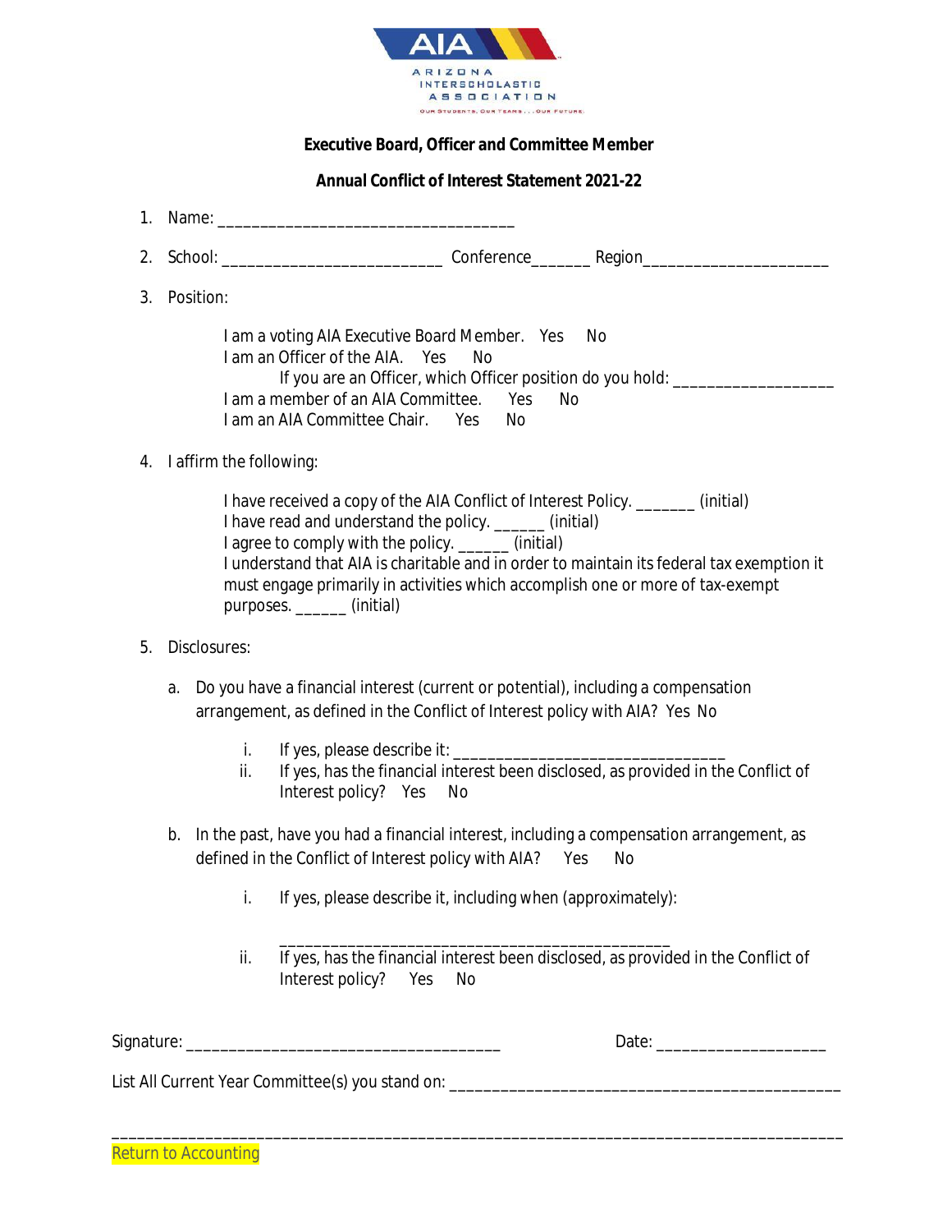AIA
ARIZONA
INTERSCHOLASTIC
ASSOCIATION
OUR STUDENTS, OUR TEAMS . . . OUR FUTURE.

**Executive Board, Officer and Committee Member**

**Annual Conflict of Interest Statement 2021-22**

1. Name: ___________________________________

2. School: _________________________ Conference______ Region____________________

3. Position:

   I am a voting AIA Executive Board Member. Yes No
   I am an Officer of the AIA. Yes No
   If you are an Officer, which Officer position do you hold: __________________
   I am a member of an AIA Committee. Yes No
   I am an AIA Committee Chair. Yes No

4. I affirm the following:

   I have received a copy of the AIA Conflict of Interest Policy. _______ (initial)
   I have read and understand the policy. ______ (initial)
   I agree to comply with the policy. ______ (initial)
   I understand that AIA is charitable and in order to maintain its federal tax exemption it must engage primarily in activities which accomplish one or more of tax-exempt purposes. ______ (initial)

5. Disclosures:

   a. Do you have a financial interest (current or potential), including a compensation arrangement, as defined in the Conflict of Interest policy with AIA? Yes No

      i. If yes, please describe it: _______________________________
      ii. If yes, has the financial interest been disclosed, as provided in the Conflict of Interest policy? Yes No

   b. In the past, have you had a financial interest, including a compensation arrangement, as defined in the Conflict of Interest policy with AIA? Yes No

      i. If yes, please describe it, including when (approximately):

         _____________________________________________

      ii. If yes, has the financial interest been disclosed, as provided in the Conflict of Interest policy? Yes No

Signature: ____________________________________ Date: ___________________

List All Current Year Committee(s) you stand on: ____________________________________________

_______________________________________________________________________________________

Return to Accounting